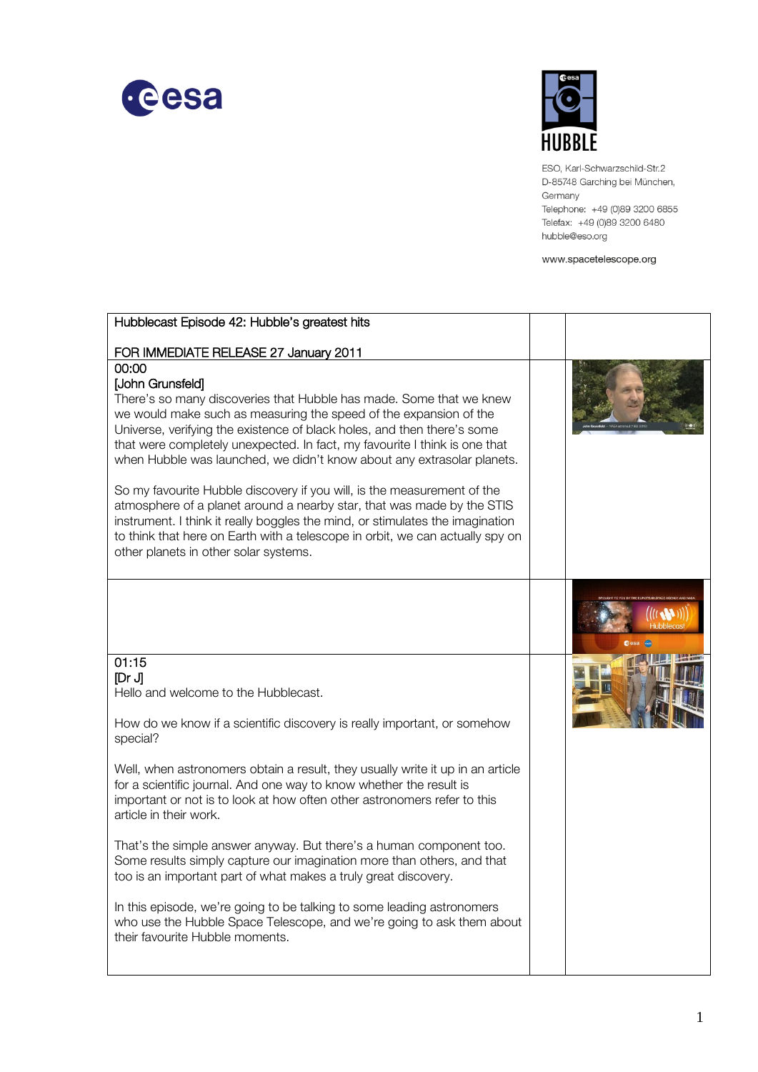ESO, Karl-Schwarzschild-Str.2
D-85748 Garching bei München,
Germany
Telephone: +49 (0)89 3200 6855
Telefax: +49 (0)89 3200 6480
hubble@eso.org

www.spacetelescope.org

| Hubblecast Episode 42: Hubble's greatest hits<br><br>FOR IMMEDIATE RELEASE 27 January 2011 | | |
|---|---|---|
| 00:00<br>[John Grunsfeld]<br>There's so many discoveries that Hubble has made. Some that we knew we would make such as measuring the speed of the expansion of the Universe, verifying the existence of black holes, and then there's some that were completely unexpected. In fact, my favourite I think is one that when Hubble was launched, we didn't know about any extrasolar planets.<br><br>So my favourite Hubble discovery if you will, is the measurement of the atmosphere of a planet around a nearby star, that was made by the STIS instrument. I think it really boggles the mind, or stimulates the imagination to think that here on Earth with a telescope in orbit, we can actually spy on other planets in other solar systems. | | |
| | | |
| 01:15<br>[Dr J]<br>Hello and welcome to the Hubblecast.<br><br>How do we know if a scientific discovery is really important, or somehow special?<br><br>Well, when astronomers obtain a result, they usually write it up in an article for a scientific journal. And one way to know whether the result is important or not is to look at how often other astronomers refer to this article in their work.<br><br>That's the simple answer anyway. But there's a human component too. Some results simply capture our imagination more than others, and that too is an important part of what makes a truly great discovery.<br><br>In this episode, we're going to be talking to some leading astronomers who use the Hubble Space Telescope, and we're going to ask them about their favourite Hubble moments. | | |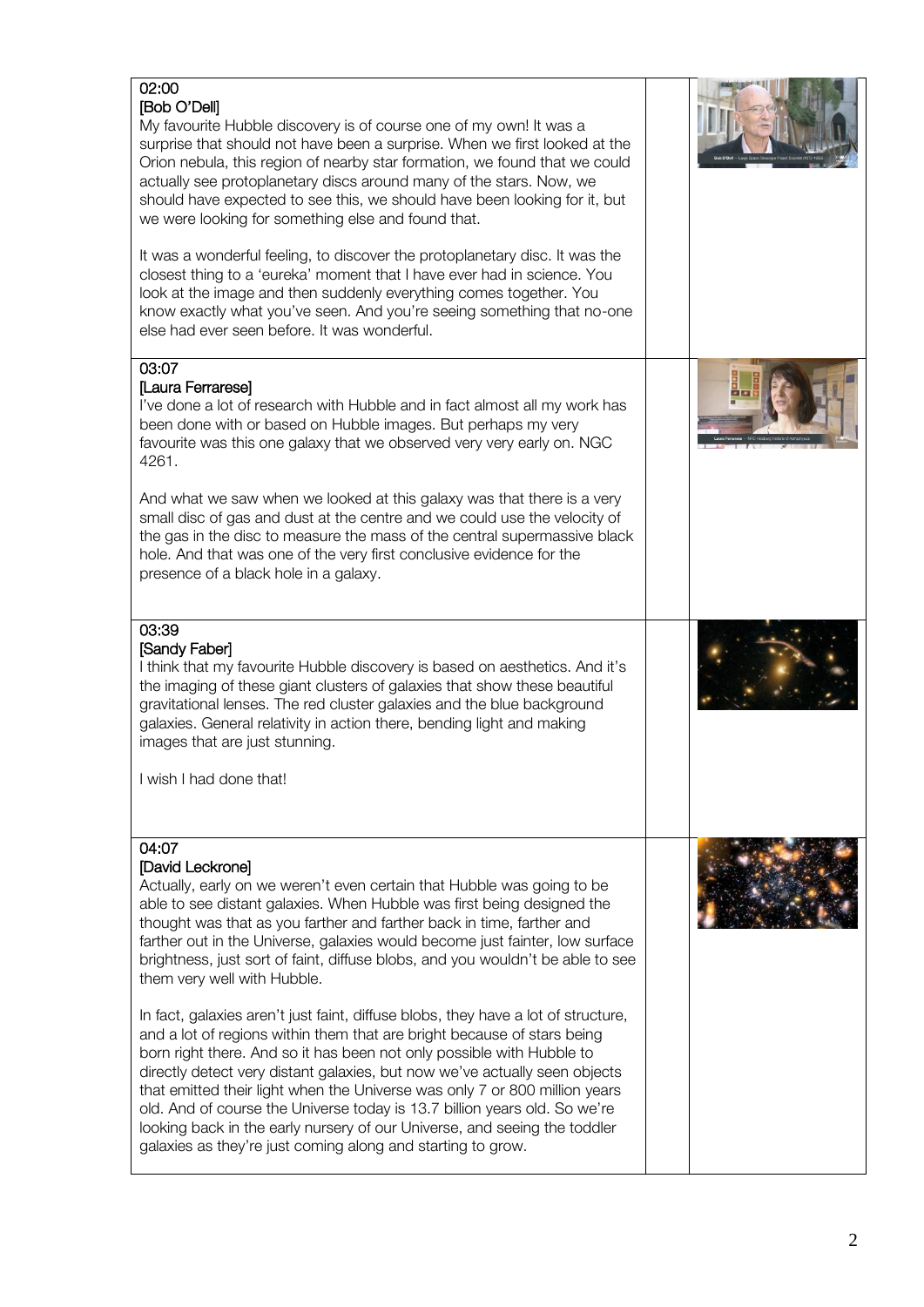| | | |
|---|---|---|
| 02:00<br>[Bob O'Dell]<br>My favourite Hubble discovery is of course one of my own! It was a surprise that should not have been a surprise. When we first looked at the Orion nebula, this region of nearby star formation, we found that we could actually see protoplanetary discs around many of the stars. Now, we should have expected to see this, we should have been looking for it, but we were looking for something else and found that.<br><br>It was a wonderful feeling, to discover the protoplanetary disc. It was the closest thing to a 'eureka' moment that I have ever had in science. You look at the image and then suddenly everything comes together. You know exactly what you've seen. And you're seeing something that no-one else had ever seen before. It was wonderful. | | |
| 03:07<br>[Laura Ferrarese]<br>I've done a lot of research with Hubble and in fact almost all my work has been done with or based on Hubble images. But perhaps my very favourite was this one galaxy that we observed very very early on. NGC 4261.<br><br>And what we saw when we looked at this galaxy was that there is a very small disc of gas and dust at the centre and we could use the velocity of the gas in the disc to measure the mass of the central supermassive black hole. And that was one of the very first conclusive evidence for the presence of a black hole in a galaxy. | | |
| 03:39<br>[Sandy Faber]<br>I think that my favourite Hubble discovery is based on aesthetics. And it's the imaging of these giant clusters of galaxies that show these beautiful gravitational lenses. The red cluster galaxies and the blue background galaxies. General relativity in action there, bending light and making images that are just stunning.<br><br>I wish I had done that! | | |
| 04:07<br>[David Leckrone]<br>Actually, early on we weren't even certain that Hubble was going to be able to see distant galaxies. When Hubble was first being designed the thought was that as you farther and farther back in time, farther and farther out in the Universe, galaxies would become just fainter, low surface brightness, just sort of faint, diffuse blobs, and you wouldn't be able to see them very well with Hubble.<br><br>In fact, galaxies aren't just faint, diffuse blobs, they have a lot of structure, and a lot of regions within them that are bright because of stars being born right there. And so it has been not only possible with Hubble to directly detect very distant galaxies, but now we've actually seen objects that emitted their light when the Universe was only 7 or 800 million years old. And of course the Universe today is 13.7 billion years old. So we're looking back in the early nursery of our Universe, and seeing the toddler galaxies as they're just coming along and starting to grow. | | |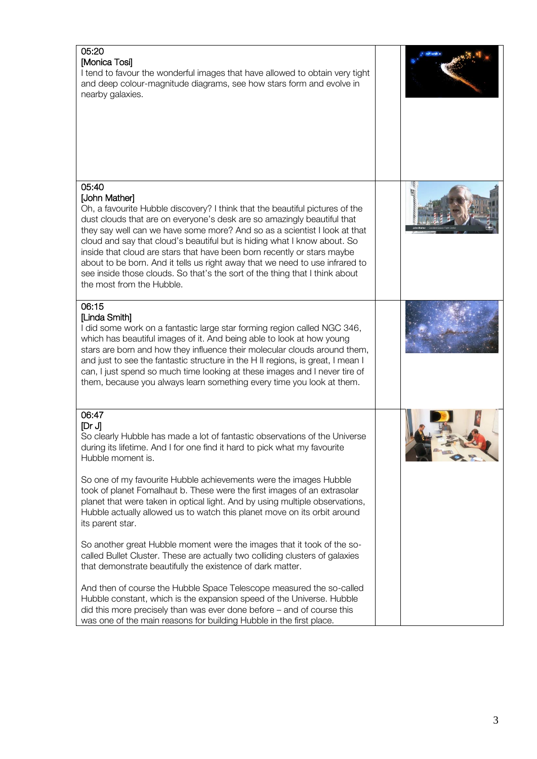| | | |
|---|---|---|
| 05:20<br>[Monica Tosi]<br>I tend to favour the wonderful images that have allowed to obtain very tight and deep colour-magnitude diagrams, see how stars form and evolve in nearby galaxies. | | |
| 05:40<br>[John Mather]<br>Oh, a favourite Hubble discovery? I think that the beautiful pictures of the dust clouds that are on everyone's desk are so amazingly beautiful that they say well can we have some more? And so as a scientist I look at that cloud and say that cloud's beautiful but is hiding what I know about. So inside that cloud are stars that have been born recently or stars maybe about to be born. And it tells us right away that we need to use infrared to see inside those clouds. So that's the sort of the thing that I think about the most from the Hubble. | | |
| 06:15<br>[Linda Smith]<br>I did some work on a fantastic large star forming region called NGC 346, which has beautiful images of it. And being able to look at how young stars are born and how they influence their molecular clouds around them, and just to see the fantastic structure in the H II regions, is great, I mean I can, I just spend so much time looking at these images and I never tire of them, because you always learn something every time you look at them. | | |
| 06:47<br>[Dr J]<br>So clearly Hubble has made a lot of fantastic observations of the Universe during its lifetime. And I for one find it hard to pick what my favourite Hubble moment is.<br><br>So one of my favourite Hubble achievements were the images Hubble took of planet Fomalhaut b. These were the first images of an extrasolar planet that were taken in optical light. And by using multiple observations, Hubble actually allowed us to watch this planet move on its orbit around its parent star.<br><br>So another great Hubble moment were the images that it took of the so-called Bullet Cluster. These are actually two colliding clusters of galaxies that demonstrate beautifully the existence of dark matter.<br><br>And then of course the Hubble Space Telescope measured the so-called Hubble constant, which is the expansion speed of the Universe. Hubble did this more precisely than was ever done before – and of course this was one of the main reasons for building Hubble in the first place. | | |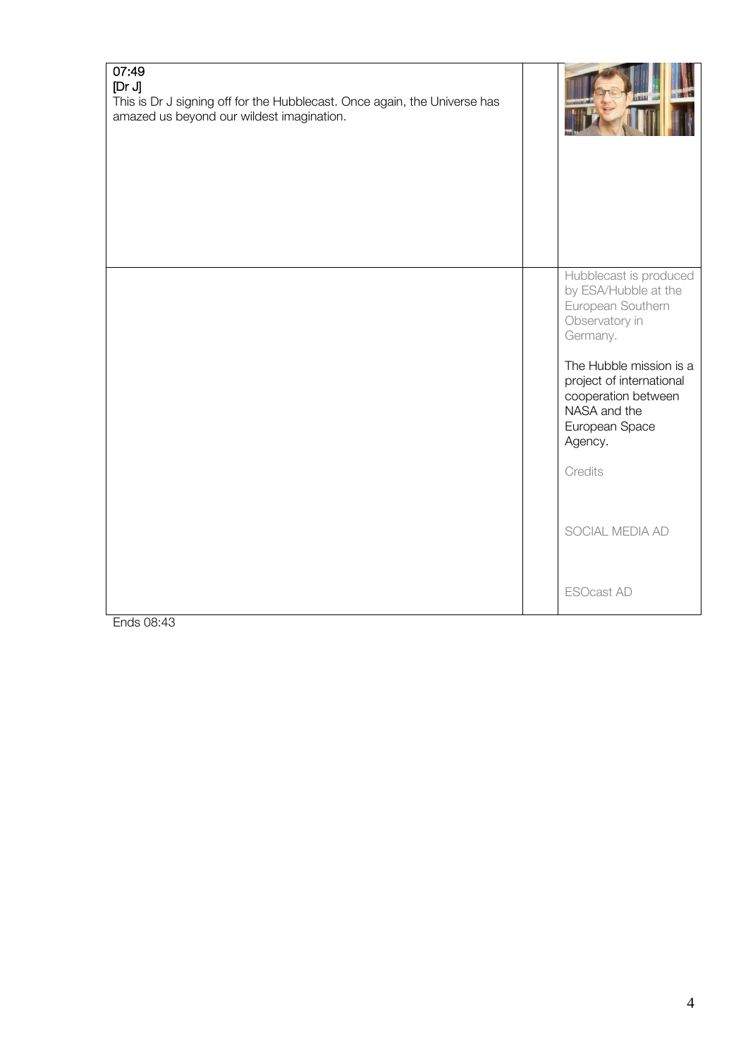| | | |
|---|---|---|
| 07:49<br>[Dr J]<br>This is Dr J signing off for the Hubblecast. Once again, the Universe has amazed us beyond our wildest imagination. | | |
| | | Hubblecast is produced by ESA/Hubble at the European Southern Observatory in Germany.<br><br>The Hubble mission is a project of international cooperation between NASA and the European Space Agency.<br><br>Credits<br><br>SOCIAL MEDIA AD<br><br>ESOcast AD |

Ends 08:43